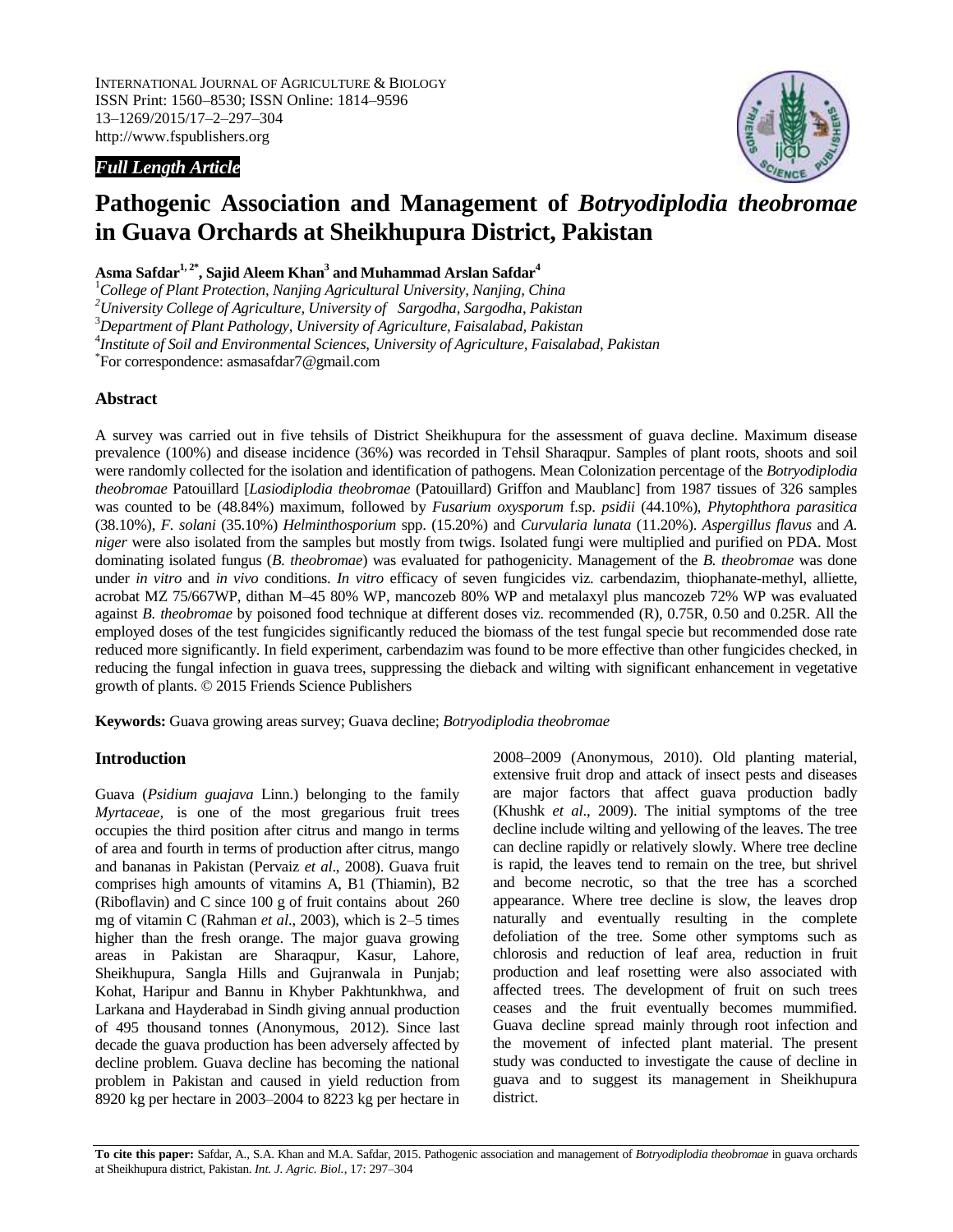INTERNATIONAL JOURNAL OF AGRICULTURE & BIOLOGY
ISSN Print: 1560–8530; ISSN Online: 1814–9596
13–1269/2015/17–2–297–304
http://www.fspublishers.org

*Full Length Article*

# Pathogenic Association and Management of *Botryodiplodia theobromae* in Guava Orchards at Sheikhupura District, Pakistan

**Asma Safdar[1, 2*], Sajid Aleem Khan[3] and Muhammad Arslan Safdar[4]**

[1]*College of Plant Protection, Nanjing Agricultural University, Nanjing, China*
[2]*University College of Agriculture, University of Sargodha, Sargodha, Pakistan*
[3]*Department of Plant Pathology, University of Agriculture, Faisalabad, Pakistan*
[4]*Institute of Soil and Environmental Sciences, University of Agriculture, Faisalabad, Pakistan*
[*]For correspondence: asmasafdar7@gmail.com

## Abstract

A survey was carried out in five tehsils of District Sheikhupura for the assessment of guava decline. Maximum disease prevalence (100%) and disease incidence (36%) was recorded in Tehsil Sharaqpur. Samples of plant roots, shoots and soil were randomly collected for the isolation and identification of pathogens. Mean Colonization percentage of the *Botryodiplodia theobromae* Patouillard [*Lasiodiplodia theobromae* (Patouillard) Griffon and Maublanc] from 1987 tissues of 326 samples was counted to be (48.84%) maximum, followed by *Fusarium oxysporum* f.sp. *psidii* (44.10%), *Phytophthora parasitica* (38.10%), *F. solani* (35.10%) *Helminthosporium* spp. (15.20%) and *Curvularia lunata* (11.20%). *Aspergillus flavus* and *A. niger* were also isolated from the samples but mostly from twigs. Isolated fungi were multiplied and purified on PDA. Most dominating isolated fungus (*B. theobromae*) was evaluated for pathogenicity. Management of the *B. theobromae* was done under *in vitro* and *in vivo* conditions. *In vitro* efficacy of seven fungicides viz. carbendazim, thiophanate-methyl, alliette, acrobat MZ 75/667WP, dithan M–45 80% WP, mancozeb 80% WP and metalaxyl plus mancozeb 72% WP was evaluated against *B. theobromae* by poisoned food technique at different doses viz. recommended (R), 0.75R, 0.50 and 0.25R. All the employed doses of the test fungicides significantly reduced the biomass of the test fungal specie but recommended dose rate reduced more significantly. In field experiment, carbendazim was found to be more effective than other fungicides checked, in reducing the fungal infection in guava trees, suppressing the dieback and wilting with significant enhancement in vegetative growth of plants. © 2015 Friends Science Publishers

**Keywords:** Guava growing areas survey; Guava decline; *Botryodiplodia theobromae*

## Introduction

Guava (*Psidium guajava* Linn.) belonging to the family *Myrtaceae*, is one of the most gregarious fruit trees occupies the third position after citrus and mango in terms of area and fourth in terms of production after citrus, mango and bananas in Pakistan (Pervaiz *et al*., 2008). Guava fruit comprises high amounts of vitamins A, B1 (Thiamin), B2 (Riboflavin) and C since 100 g of fruit contains about 260 mg of vitamin C (Rahman *et al*., 2003), which is 2–5 times higher than the fresh orange. The major guava growing areas in Pakistan are Sharaqpur, Kasur, Lahore, Sheikhupura, Sangla Hills and Gujranwala in Punjab; Kohat, Haripur and Bannu in Khyber Pakhtunkhwa, and Larkana and Hayderabad in Sindh giving annual production of 495 thousand tonnes (Anonymous, 2012). Since last decade the guava production has been adversely affected by decline problem. Guava decline has becoming the national problem in Pakistan and caused in yield reduction from 8920 kg per hectare in 2003–2004 to 8223 kg per hectare in 2008–2009 (Anonymous, 2010). Old planting material, extensive fruit drop and attack of insect pests and diseases are major factors that affect guava production badly (Khushk *et al*., 2009). The initial symptoms of the tree decline include wilting and yellowing of the leaves. The tree can decline rapidly or relatively slowly. Where tree decline is rapid, the leaves tend to remain on the tree, but shrivel and become necrotic, so that the tree has a scorched appearance. Where tree decline is slow, the leaves drop naturally and eventually resulting in the complete defoliation of the tree. Some other symptoms such as chlorosis and reduction of leaf area, reduction in fruit production and leaf rosetting were also associated with affected trees. The development of fruit on such trees ceases and the fruit eventually becomes mummified. Guava decline spread mainly through root infection and the movement of infected plant material. The present study was conducted to investigate the cause of decline in guava and to suggest its management in Sheikhupura district.

**To cite this paper:** Safdar, A., S.A. Khan and M.A. Safdar, 2015. Pathogenic association and management of *Botryodiplodia theobromae* in guava orchards at Sheikhupura district, Pakistan. *Int. J. Agric. Biol.*, 17: 297–304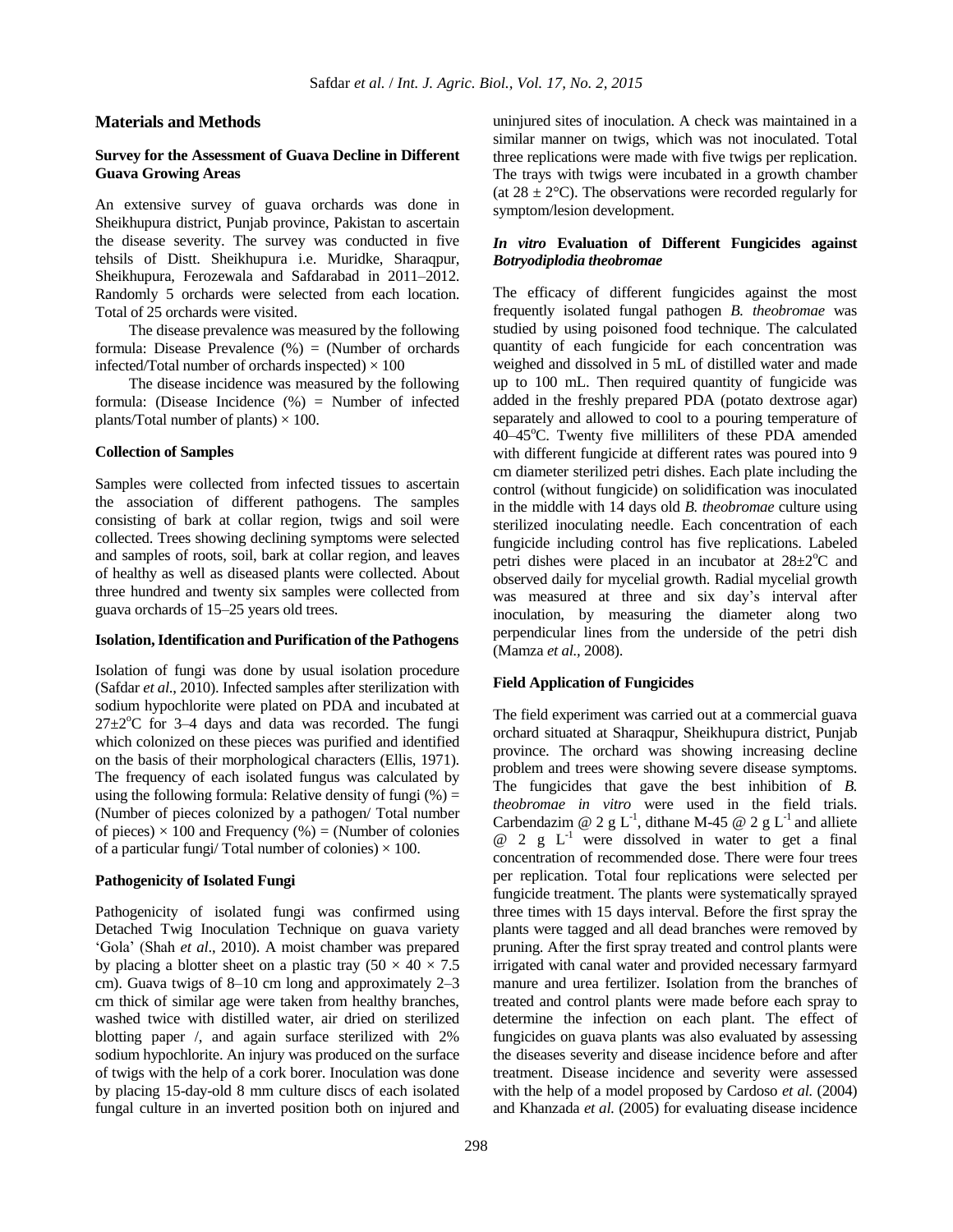## Materials and Methods

### Survey for the Assessment of Guava Decline in Different Guava Growing Areas

An extensive survey of guava orchards was done in Sheikhupura district, Punjab province, Pakistan to ascertain the disease severity. The survey was conducted in five tehsils of Distt. Sheikhupura i.e. Muridke, Sharaqpur, Sheikhupura, Ferozewala and Safdarabad in 2011–2012. Randomly 5 orchards were selected from each location. Total of 25 orchards were visited.

The disease prevalence was measured by the following formula: Disease Prevalence (%) = (Number of orchards infected/Total number of orchards inspected) × 100

The disease incidence was measured by the following formula: (Disease Incidence (%) = Number of infected plants/Total number of plants) × 100.

### Collection of Samples

Samples were collected from infected tissues to ascertain the association of different pathogens. The samples consisting of bark at collar region, twigs and soil were collected. Trees showing declining symptoms were selected and samples of roots, soil, bark at collar region, and leaves of healthy as well as diseased plants were collected. About three hundred and twenty six samples were collected from guava orchards of 15–25 years old trees.

### Isolation, Identification and Purification of the Pathogens

Isolation of fungi was done by usual isolation procedure (Safdar *et al*., 2010). Infected samples after sterilization with sodium hypochlorite were plated on PDA and incubated at 27±2°C for 3–4 days and data was recorded. The fungi which colonized on these pieces was purified and identified on the basis of their morphological characters (Ellis, 1971). The frequency of each isolated fungus was calculated by using the following formula: Relative density of fungi (%) = (Number of pieces colonized by a pathogen/ Total number of pieces) × 100 and Frequency (%) = (Number of colonies of a particular fungi/ Total number of colonies) × 100.

### Pathogenicity of Isolated Fungi

Pathogenicity of isolated fungi was confirmed using Detached Twig Inoculation Technique on guava variety 'Gola' (Shah *et al*., 2010). A moist chamber was prepared by placing a blotter sheet on a plastic tray (50 × 40 × 7.5 cm). Guava twigs of 8–10 cm long and approximately 2–3 cm thick of similar age were taken from healthy branches, washed twice with distilled water, air dried on sterilized blotting paper /, and again surface sterilized with 2% sodium hypochlorite. An injury was produced on the surface of twigs with the help of a cork borer. Inoculation was done by placing 15-day-old 8 mm culture discs of each isolated fungal culture in an inverted position both on injured and uninjured sites of inoculation. A check was maintained in a similar manner on twigs, which was not inoculated. Total three replications were made with five twigs per replication. The trays with twigs were incubated in a growth chamber (at 28 ± 2°C). The observations were recorded regularly for symptom/lesion development.

### *In vitro* Evaluation of Different Fungicides against *Botryodiplodia theobromae*

The efficacy of different fungicides against the most frequently isolated fungal pathogen *B. theobromae* was studied by using poisoned food technique. The calculated quantity of each fungicide for each concentration was weighed and dissolved in 5 mL of distilled water and made up to 100 mL. Then required quantity of fungicide was added in the freshly prepared PDA (potato dextrose agar) separately and allowed to cool to a pouring temperature of 40–45°C. Twenty five milliliters of these PDA amended with different fungicide at different rates was poured into 9 cm diameter sterilized petri dishes. Each plate including the control (without fungicide) on solidification was inoculated in the middle with 14 days old *B. theobromae* culture using sterilized inoculating needle. Each concentration of each fungicide including control has five replications. Labeled petri dishes were placed in an incubator at 28±2°C and observed daily for mycelial growth. Radial mycelial growth was measured at three and six day's interval after inoculation, by measuring the diameter along two perpendicular lines from the underside of the petri dish (Mamza *et al*., 2008).

### Field Application of Fungicides

The field experiment was carried out at a commercial guava orchard situated at Sharaqpur, Sheikhupura district, Punjab province. The orchard was showing increasing decline problem and trees were showing severe disease symptoms. The fungicides that gave the best inhibition of *B. theobromae in vitro* were used in the field trials. Carbendazim @ 2 g $L^{-1}$, dithane M-45 @ 2 g $L^{-1}$ and alliete @ 2 g $L^{-1}$ were dissolved in water to get a final concentration of recommended dose. There were four trees per replication. Total four replications were selected per fungicide treatment. The plants were systematically sprayed three times with 15 days interval. Before the first spray the plants were tagged and all dead branches were removed by pruning. After the first spray treated and control plants were irrigated with canal water and provided necessary farmyard manure and urea fertilizer. Isolation from the branches of treated and control plants were made before each spray to determine the infection on each plant. The effect of fungicides on guava plants was also evaluated by assessing the diseases severity and disease incidence before and after treatment. Disease incidence and severity were assessed with the help of a model proposed by Cardoso *et al.* (2004) and Khanzada *et al.* (2005) for evaluating disease incidence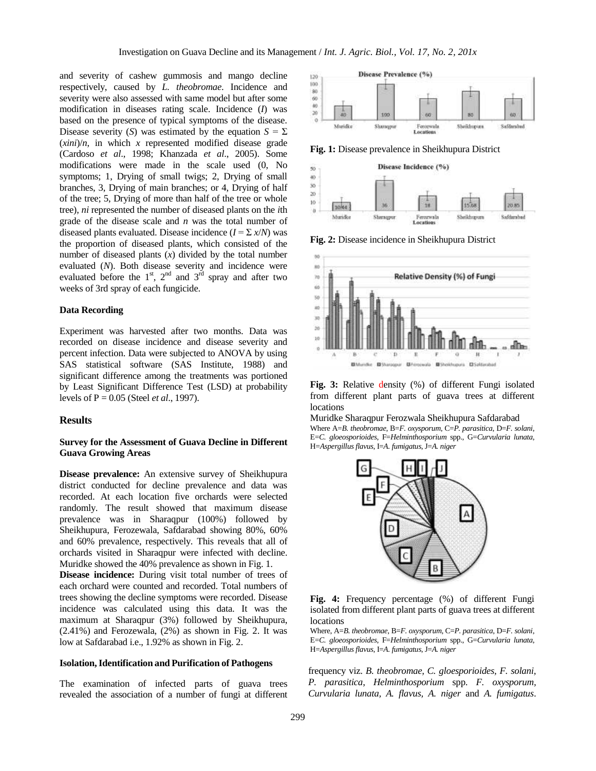and severity of cashew gummosis and mango decline respectively, caused by *L. theobromae*. Incidence and severity were also assessed with same model but after some modification in diseases rating scale. Incidence ($I$) was based on the presence of typical symptoms of the disease. Disease severity ($S$) was estimated by the equation $S = \Sigma (x_i n_i)/n$, in which $x$ represented modified disease grade (Cardoso *et al*., 1998; Khanzada *et al*., 2005). Some modifications were made in the scale used (0, No symptoms; 1, Drying of small twigs; 2, Drying of small branches, 3, Drying of main branches; or 4, Drying of half of the tree; 5, Drying of more than half of the tree or whole tree), $n_i$ represented the number of diseased plants on the $i$th grade of the disease scale and $n$ was the total number of diseased plants evaluated. Disease incidence ($I = \Sigma x/N$) was the proportion of diseased plants, which consisted of the number of diseased plants ($x$) divided by the total number evaluated ($N$). Both disease severity and incidence were evaluated before the 1st, 2nd and 3rd spray and after two weeks of 3rd spray of each fungicide.

### Data Recording

Experiment was harvested after two months. Data was recorded on disease incidence and disease severity and percent infection. Data were subjected to ANOVA by using SAS statistical software (SAS Institute, 1988) and significant difference among the treatments was portioned by Least Significant Difference Test (LSD) at probability levels of P = 0.05 (Steel *et al*., 1997).

## Results

### Survey for the Assessment of Guava Decline in Different Guava Growing Areas

**Disease prevalence:** An extensive survey of Sheikhupura district conducted for decline prevalence and data was recorded. At each location five orchards were selected randomly. The result showed that maximum disease prevalence was in Sharaqpur (100%) followed by Sheikhupura, Ferozewala, Safdarabad showing 80%, 60% and 60% prevalence, respectively. This reveals that all of orchards visited in Sharaqpur were infected with decline. Muridke showed the 40% prevalence as shown in Fig. 1.

**Disease incidence:** During visit total number of trees of each orchard were counted and recorded. Total numbers of trees showing the decline symptoms were recorded. Disease incidence was calculated using this data. It was the maximum at Sharaqpur (3%) followed by Sheikhupura, (2.41%) and Ferozewala, (2%) as shown in Fig. 2. It was low at Safdarabad i.e., 1.92% as shown in Fig. 2.

### Isolation, Identification and Purification of Pathogens

The examination of infected parts of guava trees revealed the association of a number of fungi at different frequency viz. *B. theobromae*, *C. gloesporioides*, *F. solani*, *P. parasitica*, *Helminthosporium* spp. *F. oxysporum*, *Curvularia lunata*, *A. flavus*, *A. niger* and *A. fumigatus*.

**Fig. 1:** Disease prevalence in Sheikhupura District

**Fig. 2:** Disease incidence in Sheikhupura District

**Fig. 3:** Relative density (%) of different Fungi isolated from different plant parts of guava trees at different locations

Muridke Sharaqpur Ferozwala Sheikhupura Safdarabad

Where A=*B. theobromae*, B=*F. oxysporum*, C=*P. parasitica*, D=*F. solani*, E=*C. gloeosporioides*, F=*Helminthosporium* spp., G=*Curvularia lunata*, H=*Aspergillus flavus*, I=*A. fumigatus*, J=*A. niger*

**Fig. 4:** Frequency percentage (%) of different Fungi isolated from different plant parts of guava trees at different locations

Where, A=*B. theobromae*, B=*F. oxysporum*, C=*P. parasitica*, D=*F. solani*, E=*C. gloeosporioides*, F=*Helminthosporium* spp., G=*Curvularia lunata*, H=*Aspergillus flavus*, I=*A. fumigatus*, J=*A. niger*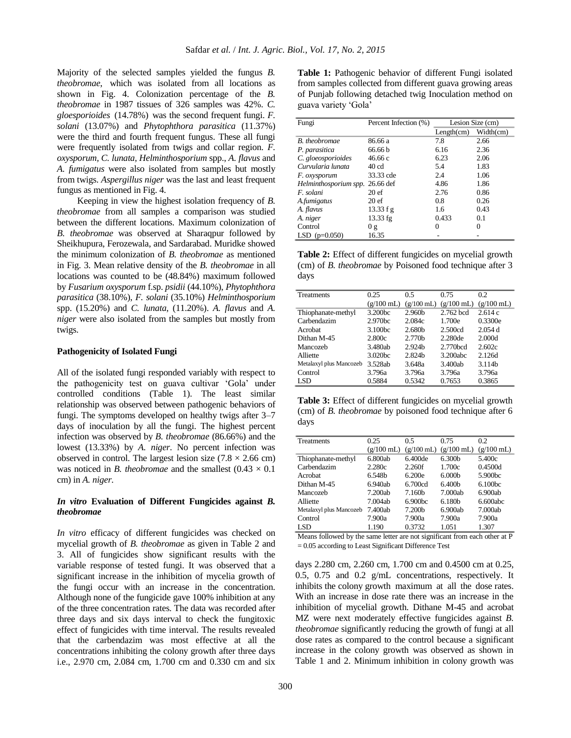Majority of the selected samples yielded the fungus *B. theobromae*, which was isolated from all locations as shown in Fig. 4. Colonization percentage of the *B. theobromae* in 1987 tissues of 326 samples was 42%. *C. gloesporioides* (14.78%) was the second frequent fungi. *F. solani* (13.07%) and *Phytophthora parasitica* (11.37%) were the third and fourth frequent fungus. These all fungi were frequently isolated from twigs and collar region. *F. oxysporum, C. lunata, Helminthosporium* spp., *A. flavus* and *A. fumigatus* were also isolated from samples but mostly from twigs. *Aspergillus niger* was the last and least frequent fungus as mentioned in Fig. 4.

Keeping in view the highest isolation frequency of *B. theobromae* from all samples a comparison was studied between the different locations. Maximum colonization of *B. theobromae* was observed at Sharaqpur followed by Sheikhupura, Ferozewala, and Sardarabad. Muridke showed the minimum colonization of *B. theobromae* as mentioned in Fig. 3. Mean relative density of the *B. theobromae* in all locations was counted to be (48.84%) maximum followed by *Fusarium oxysporum* f.sp. *psidii* (44.10%), *Phytophthora parasitica* (38.10%), *F. solani* (35.10%) *Helminthosporium* spp. (15.20%) and *C. lunata*, (11.20%). *A. flavus* and *A. niger* were also isolated from the samples but mostly from twigs.

### Pathogenicity of Isolated Fungi

All of the isolated fungi responded variably with respect to the pathogenicity test on guava cultivar 'Gola' under controlled conditions (Table 1). The least similar relationship was observed between pathogenic behaviors of fungi. The symptoms developed on healthy twigs after 3–7 days of inoculation by all the fungi. The highest percent infection was observed by *B. theobromae* (86.66%) and the lowest (13.33%) by *A. niger*. No percent infection was observed in control. The largest lesion size ($7.8 \times 2.66$ cm) was noticed in *B. theobromae* and the smallest ($0.43 \times 0.1$ cm) in *A. niger*.

### *In vitro* Evaluation of Different Fungicides against *B. theobromae*

*In vitro* efficacy of different fungicides was checked on mycelial growth of *B. theobromae* as given in Table 2 and 3. All of fungicides show significant results with the variable response of tested fungi. It was observed that a significant increase in the inhibition of mycelia growth of the fungi occur with an increase in the concentration. Although none of the fungicide gave 100% inhibition at any of the three concentration rates. The data was recorded after three days and six days interval to check the fungitoxic effect of fungicides with time interval. The results revealed that the carbendazim was most effective at all the concentrations inhibiting the colony growth after three days i.e., 2.970 cm, 2.084 cm, 1.700 cm and 0.330 cm and six days 2.280 cm, 2.260 cm, 1.700 cm and 0.4500 cm at 0.25, 0.5, 0.75 and 0.2 g/mL concentrations, respectively. It inhibits the colony growth maximum at all the dose rates. With an increase in dose rate there was an increase in the inhibition of mycelial growth. Dithane M-45 and acrobat MZ were next moderately effective fungicides against *B. theobromae* significantly reducing the growth of fungi at all dose rates as compared to the control because a significant increase in the colony growth was observed as shown in Table 1 and 2. Minimum inhibition in colony growth was

**Table 1:** Pathogenic behavior of different Fungi isolated from samples collected from different guava growing areas of Punjab following detached twig Inoculation method on guava variety 'Gola'

| Fungi | Percent Infection (%) | Lesion Size (cm) | |
|---|---|---|---|
| | | Length(cm) | Width(cm) |
| *B. theobromae* | 86.66 a | 7.8 | 2.66 |
| *P. parasitica* | 66.66 b | 6.16 | 2.36 |
| *C. gloeosporioides* | 46.66 c | 6.23 | 2.06 |
| *Curvularia lunata* | 40 cd | 5.4 | 1.83 |
| *F. oxysporum* | 33.33 cde | 2.4 | 1.06 |
| *Helminthosporium spp.* | 26.66 def | 4.86 | 1.86 |
| *F. solani* | 20 ef | 2.76 | 0.86 |
| *A.fumigatus* | 20 ef | 0.8 | 0.26 |
| *A. flavus* | 13.33 f g | 1.6 | 0.43 |
| *A. niger* | 13.33 fg | 0.433 | 0.1 |
| Control | 0 g | 0 | 0 |
| LSD (p=0.050) | 16.35 | - | - |

**Table 2:** Effect of different fungicides on mycelial growth (cm) of *B. theobromae* by Poisoned food technique after 3 days

| Treatments | 0.25 (g/100 mL) | 0.5 (g/100 mL) | 0.75 (g/100 mL) | 0.2 (g/100 mL) |
|---|---|---|---|---|
| Thiophanate-methyl | 3.200bc | 2.960b | 2.762 bcd | 2.614 c |
| Carbendazim | 2.970bc | 2.084c | 1.700e | 0.3300e |
| Acrobat | 3.100bc | 2.680b | 2.500cd | 2.054 d |
| Dithan M-45 | 2.800c | 2.770b | 2.280de | 2.000d |
| Mancozeb | 3.480ab | 2.924b | 2.770bcd | 2.602c |
| Alliette | 3.020bc | 2.824b | 3.200abc | 2.126d |
| Metalaxyl plus Mancozeb | 3.528ab | 3.648a | 3.400ab | 3.114b |
| Control | 3.796a | 3.796a | 3.796a | 3.796a |
| LSD | 0.5884 | 0.5342 | 0.7653 | 0.3865 |

**Table 3:** Effect of different fungicides on mycelial growth (cm) of *B. theobromae* by poisoned food technique after 6 days

| Treatments | 0.25 (g/100 mL) | 0.5 (g/100 mL) | 0.75 (g/100 mL) | 0.2 (g/100 mL) |
|---|---|---|---|---|
| Thiophanate-methyl | 6.800ab | 6.400de | 6.300b | 5.400c |
| Carbendazim | 2.280c | 2.260f | 1.700c | 0.4500d |
| Acrobat | 6.548b | 6.200e | 6.000b | 5.900bc |
| Dithan M-45 | 6.940ab | 6.700cd | 6.400b | 6.100bc |
| Mancozeb | 7.200ab | 7.160b | 7.000ab | 6.900ab |
| Alliette | 7.004ab | 6.900bc | 6.180b | 6.600abc |
| Metalaxyl plus Mancozeb | 7.400ab | 7.200b | 6.900ab | 7.000ab |
| Control | 7.900a | 7.900a | 7.900a | 7.900a |
| LSD | 1.190 | 0.3732 | 1.051 | 1.307 |

Means followed by the same letter are not significant from each other at P = 0.05 according to Least Significant Difference Test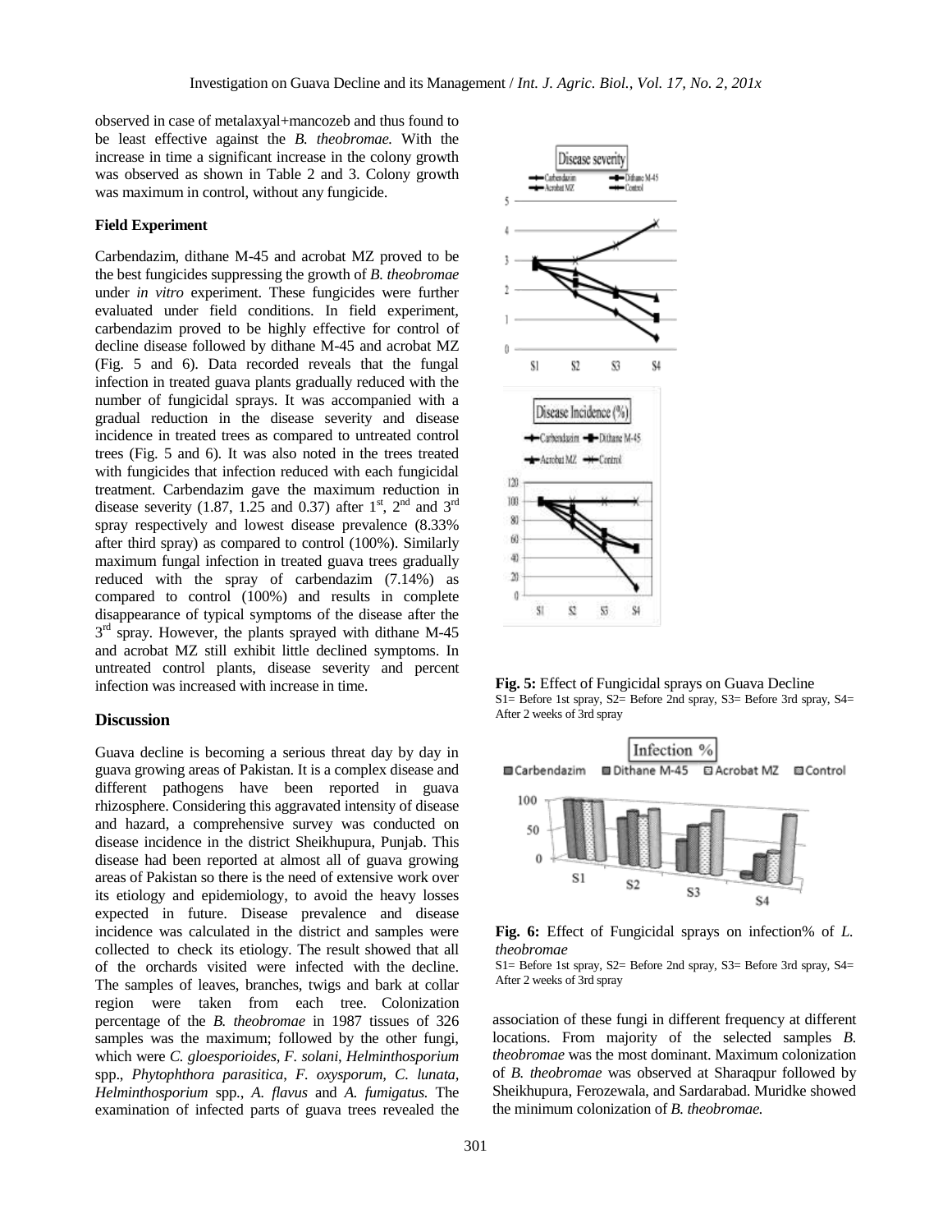observed in case of metalaxyal+mancozeb and thus found to be least effective against the *B. theobromae.* With the increase in time a significant increase in the colony growth was observed as shown in Table 2 and 3. Colony growth was maximum in control, without any fungicide.

### Field Experiment

Carbendazim, dithane M-45 and acrobat MZ proved to be the best fungicides suppressing the growth of *B. theobromae* under *in vitro* experiment. These fungicides were further evaluated under field conditions. In field experiment, carbendazim proved to be highly effective for control of decline disease followed by dithane M-45 and acrobat MZ (Fig. 5 and 6). Data recorded reveals that the fungal infection in treated guava plants gradually reduced with the number of fungicidal sprays. It was accompanied with a gradual reduction in the disease severity and disease incidence in treated trees as compared to untreated control trees (Fig. 5 and 6). It was also noted in the trees treated with fungicides that infection reduced with each fungicidal treatment. Carbendazim gave the maximum reduction in disease severity (1.87, 1.25 and 0.37) after 1st, 2nd and 3rd spray respectively and lowest disease prevalence (8.33% after third spray) as compared to control (100%). Similarly maximum fungal infection in treated guava trees gradually reduced with the spray of carbendazim (7.14%) as compared to control (100%) and results in complete disappearance of typical symptoms of the disease after the 3rd spray. However, the plants sprayed with dithane M-45 and acrobat MZ still exhibit little declined symptoms. In untreated control plants, disease severity and percent infection was increased with increase in time.

**Fig. 5:** Effect of Fungicidal sprays on Guava Decline
S1= Before 1st spray, S2= Before 2nd spray, S3= Before 3rd spray, S4= After 2 weeks of 3rd spray

**Fig. 6:** Effect of Fungicidal sprays on infection% of *L. theobromae*
S1= Before 1st spray, S2= Before 2nd spray, S3= Before 3rd spray, S4= After 2 weeks of 3rd spray

## Discussion

Guava decline is becoming a serious threat day by day in guava growing areas of Pakistan. It is a complex disease and different pathogens have been reported in guava rhizosphere. Considering this aggravated intensity of disease and hazard, a comprehensive survey was conducted on disease incidence in the district Sheikhupura, Punjab. This disease had been reported at almost all of guava growing areas of Pakistan so there is the need of extensive work over its etiology and epidemiology, to avoid the heavy losses expected in future. Disease prevalence and disease incidence was calculated in the district and samples were collected to check its etiology. The result showed that all of the orchards visited were infected with the decline. The samples of leaves, branches, twigs and bark at collar region were taken from each tree. Colonization percentage of the *B. theobromae* in 1987 tissues of 326 samples was the maximum; followed by the other fungi, which were *C. gloesporioides, F. solani, Helminthosporium* spp., *Phytophthora parasitica, F. oxysporum, C. lunata, Helminthosporium* spp., *A. flavus* and *A. fumigatus.* The examination of infected parts of guava trees revealed the association of these fungi in different frequency at different locations. From majority of the selected samples *B. theobromae* was the most dominant. Maximum colonization of *B. theobromae* was observed at Sharaqpur followed by Sheikhupura, Ferozewala, and Sardarabad. Muridke showed the minimum colonization of *B. theobromae.*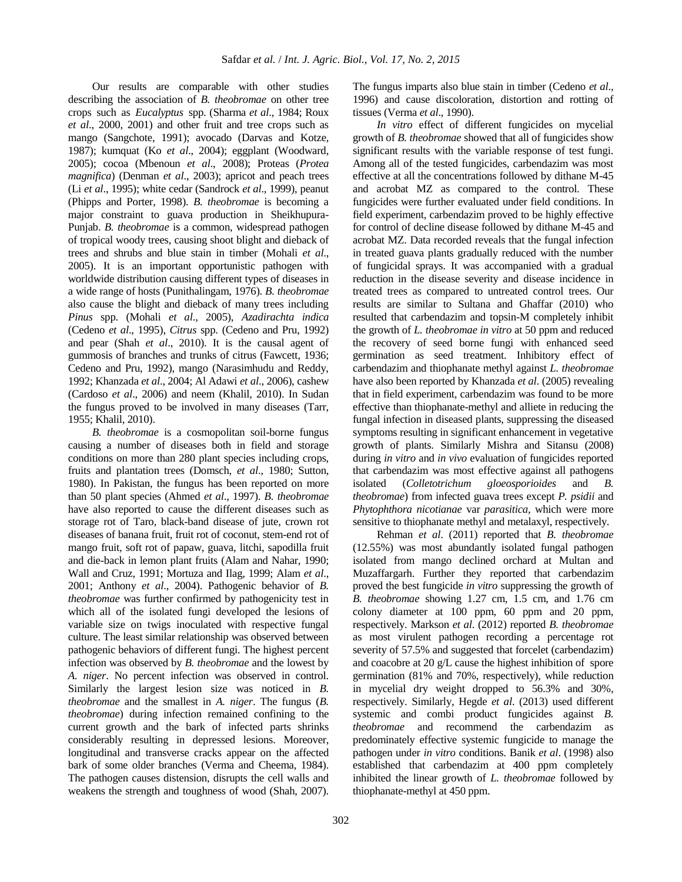Our results are comparable with other studies describing the association of *B. theobromae* on other tree crops such as *Eucalyptus* spp. (Sharma *et al*., 1984; Roux *et al*., 2000, 2001) and other fruit and tree crops such as mango (Sangchote, 1991); avocado (Darvas and Kotze, 1987); kumquat (Ko *et al*., 2004); eggplant (Woodward, 2005); cocoa (Mbenoun *et al*., 2008); Proteas (*Protea magnifica*) (Denman *et al*., 2003); apricot and peach trees (Li *et al*., 1995); white cedar (Sandrock *et al*., 1999), peanut (Phipps and Porter, 1998). *B. theobromae* is becoming a major constraint to guava production in Sheikhupura-Punjab. *B. theobromae* is a common, widespread pathogen of tropical woody trees, causing shoot blight and dieback of trees and shrubs and blue stain in timber (Mohali *et al*., 2005). It is an important opportunistic pathogen with worldwide distribution causing different types of diseases in a wide range of hosts (Punithalingam, 1976). *B. theobromae* also cause the blight and dieback of many trees including *Pinus* spp. (Mohali *et al*., 2005), *Azadirachta indica* (Cedeno *et al*., 1995), *Citrus* spp. (Cedeno and Pru, 1992) and pear (Shah *et al*., 2010). It is the causal agent of gummosis of branches and trunks of citrus (Fawcett, 1936; Cedeno and Pru, 1992), mango (Narasimhudu and Reddy, 1992; Khanzada *et al*., 2004; Al Adawi *et al*., 2006), cashew (Cardoso *et al*., 2006) and neem (Khalil, 2010). In Sudan the fungus proved to be involved in many diseases (Tarr, 1955; Khalil, 2010).

*B. theobromae* is a cosmopolitan soil-borne fungus causing a number of diseases both in field and storage conditions on more than 280 plant species including crops, fruits and plantation trees (Domsch, *et al*., 1980; Sutton, 1980). In Pakistan, the fungus has been reported on more than 50 plant species (Ahmed *et al*., 1997). *B. theobromae* have also reported to cause the different diseases such as storage rot of Taro, black-band disease of jute, crown rot diseases of banana fruit, fruit rot of coconut, stem-end rot of mango fruit, soft rot of papaw, guava, litchi, sapodilla fruit and die-back in lemon plant fruits (Alam and Nahar, 1990; Wall and Cruz, 1991; Mortuza and Ilag, 1999; Alam *et al*., 2001; Anthony *et al*., 2004). Pathogenic behavior of *B. theobromae* was further confirmed by pathogenicity test in which all of the isolated fungi developed the lesions of variable size on twigs inoculated with respective fungal culture. The least similar relationship was observed between pathogenic behaviors of different fungi. The highest percent infection was observed by *B. theobromae* and the lowest by *A. niger*. No percent infection was observed in control. Similarly the largest lesion size was noticed in *B. theobromae* and the smallest in *A. niger*. The fungus (*B. theobromae*) during infection remained confining to the current growth and the bark of infected parts shrinks considerably resulting in depressed lesions. Moreover, longitudinal and transverse cracks appear on the affected bark of some older branches (Verma and Cheema, 1984). The pathogen causes distension, disrupts the cell walls and weakens the strength and toughness of wood (Shah, 2007). The fungus imparts also blue stain in timber (Cedeno *et al*., 1996) and cause discoloration, distortion and rotting of tissues (Verma *et al*., 1990).

*In vitro* effect of different fungicides on mycelial growth of *B. theobromae* showed that all of fungicides show significant results with the variable response of test fungi. Among all of the tested fungicides, carbendazim was most effective at all the concentrations followed by dithane M-45 and acrobat MZ as compared to the control. These fungicides were further evaluated under field conditions. In field experiment, carbendazim proved to be highly effective for control of decline disease followed by dithane M-45 and acrobat MZ. Data recorded reveals that the fungal infection in treated guava plants gradually reduced with the number of fungicidal sprays. It was accompanied with a gradual reduction in the disease severity and disease incidence in treated trees as compared to untreated control trees. Our results are similar to Sultana and Ghaffar (2010) who resulted that carbendazim and topsin-M completely inhibit the growth of *L. theobromae in vitro* at 50 ppm and reduced the recovery of seed borne fungi with enhanced seed germination as seed treatment. Inhibitory effect of carbendazim and thiophanate methyl against *L. theobromae* have also been reported by Khanzada *et al.* (2005) revealing that in field experiment, carbendazim was found to be more effective than thiophanate-methyl and alliete in reducing the fungal infection in diseased plants, suppressing the diseased symptoms resulting in significant enhancement in vegetative growth of plants. Similarly Mishra and Sitansu (2008) during *in vitro* and *in vivo* evaluation of fungicides reported that carbendazim was most effective against all pathogens isolated (*Colletotrichum gloeosporioides* and *B. theobromae*) from infected guava trees except *P. psidii* and *Phytophthora nicotianae* var *parasitica*, which were more sensitive to thiophanate methyl and metalaxyl, respectively.

Rehman *et al*. (2011) reported that *B. theobromae* (12.55%) was most abundantly isolated fungal pathogen isolated from mango declined orchard at Multan and Muzaffargarh. Further they reported that carbendazim proved the best fungicide *in vitro* suppressing the growth of *B. theobromae* showing 1.27 cm, 1.5 cm, and 1.76 cm colony diameter at 100 ppm, 60 ppm and 20 ppm, respectively. Markson *et al*. (2012) reported *B. theobromae* as most virulent pathogen recording a percentage rot severity of 57.5% and suggested that forcelet (carbendazim) and coacobre at 20 g/L cause the highest inhibition of spore germination (81% and 70%, respectively), while reduction in mycelial dry weight dropped to 56.3% and 30%, respectively. Similarly, Hegde *et al*. (2013) used different systemic and combi product fungicides against *B. theobromae* and recommend the carbendazim as predominately effective systemic fungicide to manage the pathogen under *in vitro* conditions. Banik *et al*. (1998) also established that carbendazim at 400 ppm completely inhibited the linear growth of *L. theobromae* followed by thiophanate-methyl at 450 ppm.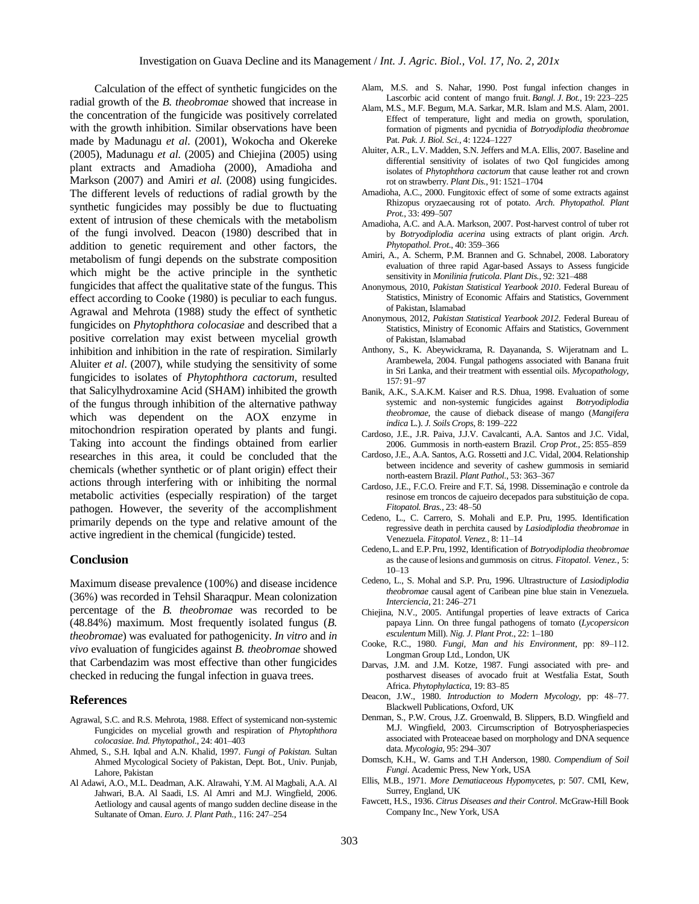Calculation of the effect of synthetic fungicides on the radial growth of the *B. theobromae* showed that increase in the concentration of the fungicide was positively correlated with the growth inhibition. Similar observations have been made by Madunagu *et al.* (2001), Wokocha and Okereke (2005), Madunagu *et al.* (2005) and Chiejina (2005) using plant extracts and Amadioha (2000), Amadioha and Markson (2007) and Amiri *et al.* (2008) using fungicides. The different levels of reductions of radial growth by the synthetic fungicides may possibly be due to fluctuating extent of intrusion of these chemicals with the metabolism of the fungi involved. Deacon (1980) described that in addition to genetic requirement and other factors, the metabolism of fungi depends on the substrate composition which might be the active principle in the synthetic fungicides that affect the qualitative state of the fungus. This effect according to Cooke (1980) is peculiar to each fungus. Agrawal and Mehrota (1988) study the effect of synthetic fungicides on *Phytophthora colocasiae* and described that a positive correlation may exist between mycelial growth inhibition and inhibition in the rate of respiration. Similarly Aluiter *et al*. (2007), while studying the sensitivity of some fungicides to isolates of *Phytophthora cactorum*, resulted that Salicylhydroxamine Acid (SHAM) inhibited the growth of the fungus through inhibition of the alternative pathway which was dependent on the AOX enzyme in mitochondrion respiration operated by plants and fungi. Taking into account the findings obtained from earlier researches in this area, it could be concluded that the chemicals (whether synthetic or of plant origin) effect their actions through interfering with or inhibiting the normal metabolic activities (especially respiration) of the target pathogen. However, the severity of the accomplishment primarily depends on the type and relative amount of the active ingredient in the chemical (fungicide) tested.

## Conclusion

Maximum disease prevalence (100%) and disease incidence (36%) was recorded in Tehsil Sharaqpur. Mean colonization percentage of the *B. theobromae* was recorded to be (48.84%) maximum. Most frequently isolated fungus (*B. theobromae*) was evaluated for pathogenicity. *In vitro* and *in vivo* evaluation of fungicides against *B. theobromae* showed that Carbendazim was most effective than other fungicides checked in reducing the fungal infection in guava trees.

## References

Agrawal, S.C. and R.S. Mehrota, 1988. Effect of systemicand non-systemic Fungicides on mycelial growth and respiration of *Phytophthora colocasiae*. *Ind. Phytopathol*., 24: 401–403

Ahmed, S., S.H. Iqbal and A.N. Khalid, 1997. *Fungi of Pakistan.* Sultan Ahmed Mycological Society of Pakistan, Dept. Bot., Univ. Punjab, Lahore, Pakistan

Al Adawi, A.O., M.L. Deadman, A.K. Alrawahi, Y.M. Al Magbali, A.A. Al Jahwari, B.A. Al Saadi, I.S. Al Amri and M.J. Wingfield, 2006. Aetliology and causal agents of mango sudden decline disease in the Sultanate of Oman. *Euro. J. Plant Path.*, 116: 247–254

Alam, M.S. and S. Nahar, 1990. Post fungal infection changes in Lascorbic acid content of mango fruit. *Bangl. J. Bot.*, 19: 223–225

Alam, M.S., M.F. Begum, M.A. Sarkar, M.R. Islam and M.S. Alam, 2001. Effect of temperature, light and media on growth, sporulation, formation of pigments and pycnidia of *Botryodiplodia theobromae* Pat. *Pak. J. Biol. Sci.*, 4: 1224–1227

Aluiter, A.R., L.V. Madden, S.N. Jeffers and M.A. Ellis, 2007. Baseline and differential sensitivity of isolates of two QoI fungicides among isolates of *Phytophthora cactorum* that cause leather rot and crown rot on strawberry. *Plant Dis.*, 91: 1521–1704

Amadioha, A.C., 2000. Fungitoxic effect of some of some extracts against Rhizopus oryzaecausing rot of potato. *Arch. Phytopathol. Plant Prot.*, 33: 499–507

Amadioha, A.C. and A.A. Markson, 2007. Post-harvest control of tuber rot by *Botryodiplodia acerina* using extracts of plant origin. *Arch. Phytopathol. Prot*., 40: 359–366

Amiri, A., A. Scherm, P.M. Brannen and G. Schnabel, 2008. Laboratory evaluation of three rapid Agar-based Assays to Assess fungicide sensitivity in *Monilinia fruticola*. *Plant Dis.*, 92: 321–488

Anonymous, 2010, *Pakistan Statistical Yearbook 2010*. Federal Bureau of Statistics, Ministry of Economic Affairs and Statistics, Government of Pakistan, Islamabad

Anonymous, 2012, *Pakistan Statistical Yearbook 2012.* Federal Bureau of Statistics, Ministry of Economic Affairs and Statistics, Government of Pakistan, Islamabad

Anthony, S., K. Abeywickrama, R. Dayananda, S. Wijeratnam and L. Arambewela, 2004. Fungal pathogens associated with Banana fruit in Sri Lanka, and their treatment with essential oils. *Mycopathology*, 157: 91–97

Banik, A.K., S.A.K.M. Kaiser and R.S. Dhua, 1998. Evaluation of some systemic and non-systemic fungicides against *Botryodiplodia theobromae*, the cause of dieback disease of mango (*Mangifera indica* L.). *J. Soils Crops*, 8: 199–222

Cardoso, J.E., J.R. Paiva, J.J.V. Cavalcanti, A.A. Santos and J.C. Vidal, 2006. Gummosis in north-eastern Brazil. *Crop Prot.*, 25: 855–859

Cardoso, J.E., A.A. Santos, A.G. Rossetti and J.C. Vidal, 2004. Relationship between incidence and severity of cashew gummosis in semiarid north-eastern Brazil. *Plant Pathol*., 53: 363–367

Cardoso, J.E., F.C.O. Freire and F.T. Sá, 1998. Disseminação e controle da resinose em troncos de cajueiro decepados para substituição de copa. *Fitopatol. Bras.*, 23: 48–50

Cedeno, L., C. Carrero, S. Mohali and E.P. Pru, 1995. Identification regressive death in perchita caused by *Lasiodiplodia theobromae* in Venezuela. *Fitopatol. Venez.*, 8: 11–14

Cedeno, L. and E.P. Pru, 1992, Identification of *Botryodiplodia theobromae* as the cause of lesions and gummosis on citrus. *Fitopatol. Venez.*, 5: 10–13

Cedeno, L., S. Mohal and S.P. Pru, 1996. Ultrastructure of *Lasiodiplodia theobromae* causal agent of Caribean pine blue stain in Venezuela. *Interciencia*, 21: 246–271

Chiejina, N.V., 2005. Antifungal properties of leave extracts of Carica papaya Linn. On three fungal pathogens of tomato (*Lycopersicon esculentum* Mill). *Nig. J. Plant Prot.*, 22: 1–180

Cooke, R.C., 1980. *Fungi, Man and his Environment*, pp: 89–112. Longman Group Ltd., London, UK

Darvas, J.M. and J.M. Kotze, 1987. Fungi associated with pre- and postharvest diseases of avocado fruit at Westfalia Estat, South Africa. *Phytophylactica*, 19: 83–85

Deacon, J.W., 1980. *Introduction to Modern Mycology*, pp: 48–77. Blackwell Publications, Oxford, UK

Denman, S., P.W. Crous, J.Z. Groenwald, B. Slippers, B.D. Wingfield and M.J. Wingfield, 2003. Circumscription of Botryospheriaspecies associated with Proteaceae based on morphology and DNA sequence data. *Mycologia*, 95: 294–307

Domsch, K.H., W. Gams and T.H Anderson, 1980. *Compendium of Soil Fungi*. Academic Press, New York, USA

Ellis, M.B., 1971. *More Dematiaceous Hypomycetes*, p: 507. CMI, Kew, Surrey, England, UK

Fawcett, H.S., 1936. *Citrus Diseases and their Control*. McGraw-Hill Book Company Inc., New York, USA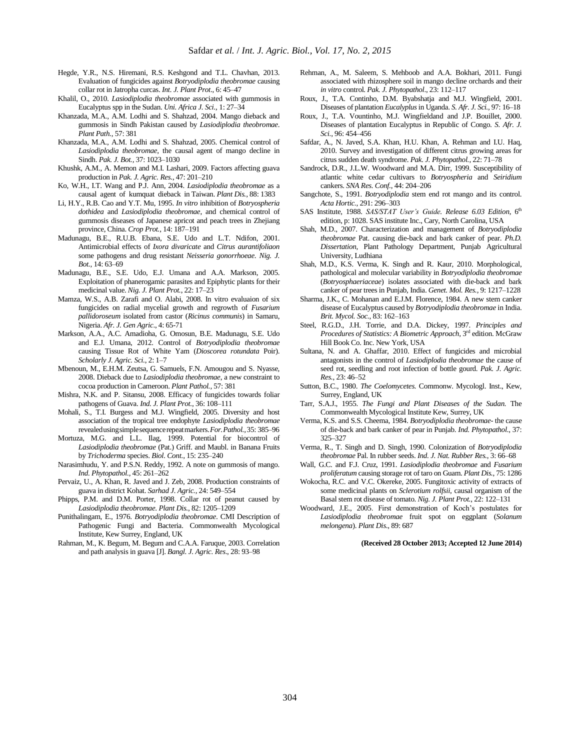Hegde, Y.R., N.S. Hiremani, R.S. Keshgond and T.L. Chavhan, 2013. Evaluation of fungicides against *Botryodiplodia theobromae* causing collar rot in Jatropha curcas. *Int. J. Plant Prot*., 6: 45–47

Khalil, O., 2010. *Lasiodiplodia theobromae* associated with gummosis in Eucalyptus spp in the Sudan. *Uni. Africa J. Sci.*, 1: 27–34

Khanzada, M.A., A.M. Lodhi and S. Shahzad, 2004. Mango dieback and gummosis in Sindh Pakistan caused by *Lasiodiplodia theobromae*. *Plant Path.*, 57: 381

Khanzada, M.A., A.M. Lodhi and S. Shahzad, 2005. Chemical control of *Lasiodiplodia theobromae*, the causal agent of mango decline in Sindh. *Pak. J. Bot.*, 37: 1023–1030

Khushk, A.M., A. Memon and M.I. Lashari, 2009. Factors affecting guava production in *Pak. J. Agric. Res.*, 47: 201–210

Ko, W.H., I.T. Wang and P.J. Ann, 2004. *Lasiodiplodia theobromae* as a causal agent of kumquat dieback in Taiwan. *Plant Dis.*, 88: 1383

Li, H.Y., R.B. Cao and Y.T. Mu, 1995. *In vitro* inhibition of *Botryospheria dothidea* and *Lasiodiplodia theobromae*, and chemical control of gummosis diseases of Japanese apricot and peach trees in Zhejiang province, China. *Crop Prot.*, 14: 187–191

Madunagu, B.E., R.U.B. Ebana, S.E. Udo and L.T. Ndifon, 2001. Antimicrobial effects of *Ixora divaricate* and *Citrus aurantifoliaon* some pathogens and drug resistant *Neisseria gonorrhoeae*. *Nig. J. Bot.*, 14: 63–69

Madunagu, B.E., S.E. Udo, E.J. Umana and A.A. Markson, 2005. Exploitation of phanerogamic parasites and Epiphytic plants for their medicinal value. *Nig. J. Plant Prot.*, 22: 17–23

Mamza, W.S., A.B. Zarafi and O. Alabi, 2008. In vitro evaluaion of six fungicides on radial mycelial growth and regrowth of *Fusarium pallidoroseum* isolated from castor (*Ricinus communis*) in Samaru, Nigeria. *Afr. J. Gen Agric*., 4: 65-71

Markson, A.A., A.C. Amadioha, G. Omosun, B.E. Madunagu, S.E. Udo and E.J. Umana, 2012. Control of *Botryodiplodia theobromae* causing Tissue Rot of White Yam (*Dioscorea rotundata* Poir). *Scholarly J. Agric. Sci.*, 2: 1–7

Mbenoun, M., E.H.M. Zeutsa, G. Samuels, F.N. Amougou and S. Nyasse, 2008. Dieback due to *Lasiodiplodia theobromae*, a new constraint to cocoa production in Cameroon. *Plant Pathol.*, 57: 381

Mishra, N.K. and P. Sitansu, 2008. Efficacy of fungicides towards foliar pathogens of Guava. *Ind. J. Plant Prot.*, 36: 108–111

Mohali, S., T.I. Burgess and M.J. Wingfield, 2005. Diversity and host association of the tropical tree endophyte *Lasiodiplodia theobromae* revealed using simple sequence repeat markers. *For. Pathol.*, 35: 385–96

Mortuza, M.G. and L.L. Ilag, 1999. Potential for biocontrol of *Lasiodiplodia theobromae* (Pat.) Griff. and Maubl. in Banana Fruits by *Trichoderma* species. *Biol. Cont.*, 15: 235–240

Narasimhudu, Y. and P.S.N. Reddy, 1992. A note on gummosis of mango. *Ind. Phytopathol.*, 45: 261–262

Pervaiz, U., A. Khan, R. Javed and J. Zeb, 2008. Production constraints of guava in district Kohat. *Sarhad J. Agric.*, 24: 549–554

Phipps, P.M. and D.M. Porter, 1998. Collar rot of peanut caused by *Lasiodiplodia theobromae. Plant Dis.*, 82: 1205–1209

Punithalingam, E., 1976. *Botryodiplodia theobromae*. CMI Description of Pathogenic Fungi and Bacteria. Commonwealth Mycological Institute, Kew Surrey, England, UK

Rahman, M., K. Begum, M. Begum and C.A.A. Faruque, 2003. Correlation and path analysis in guava [J]. *Bangl. J. Agric. Res*., 28: 93–98

Rehman, A., M. Saleem, S. Mehboob and A.A. Bokhari, 2011. Fungi associated with rhizosphere soil in mango decline orchards and their *in vitro* control. *Pak. J. Phytopathol*., 23: 112–117

Roux, J., T.A. Continho, D.M. Byabshatja and M.J. Wingfield, 2001. Diseases of plantation *Eucalyplus* in Uganda. *S. Afr. J. Sci.*, 97: 16–18

Roux, J., T.A. Vountinho, M.J. Wingfieldand and J.P. Bouillet, 2000. Diseases of plantation Eucalyptus in Republic of Congo. *S. Afr. J. Sci.*, 96: 454–456

Safdar, A., N. Javed, S.A. Khan, H.U. Khan, A. Rehman and I.U. Haq, 2010. Survey and investigation of different citrus growing areas for citrus sudden death syndrome. *Pak. J. Phytopathol.*, 22: 71–78

Sandrock, D.R., J.L.W. Woodward and M.A. Dirr, 1999. Susceptibility of atlantic white cedar cultivars to *Botryospheria* and *Seiridium* cankers. *SNA Res. Conf.*, 44: 204–206

Sangchote, S., 1991. *Botryodiplodia* stem end rot mango and its control. *Acta Hortic.*, 291: 296–303

SAS Institute, 1988. *SAS/STAT User's Guide. Release 6.03 Edition*, 6th edition, p: 1028. SAS institute Inc., Cary, North Carolina, USA

Shah, M.D., 2007. Characterization and management of *Botryodiplodia theobromae* Pat. causing die-back and bark canker of pear. *Ph.D. Dissertation*, Plant Pathology Department, Punjab Agricultural University, Ludhiana

Shah, M.D., K.S. Verma, K. Singh and R. Kaur, 2010. Morphological, pathological and molecular variability in *Botryodiplodia theobromae* (*Botryosphaeriaceae*) isolates associated with die-back and bark canker of pear trees in Punjab, India. *Genet. Mol. Res.*, 9: 1217–1228

Sharma, J.K., C. Mohanan and E.J.M. Florence, 1984. A new stem canker disease of Eucalyptus caused by *Botryodiplodia theobromae* in India. *Brit. Mycol. Soc.*, 83: 162–163

Steel, R.G.D., J.H. Torrie, and D.A. Dickey, 1997. *Principles and Procedures of Statistics: A Biometric Approach*, 3rd edition. McGraw Hill Book Co. Inc. New York, USA

Sultana, N. and A. Ghaffar, 2010. Effect of fungicides and microbial antagonists in the control of *Lasiodiplodia theobromae* the cause of seed rot, seedling and root infection of bottle gourd. *Pak. J. Agric. Res.*, 23: 46–52

Sutton, B.C., 1980. *The Coelomycetes.* Commonw. Mycologl. Inst., Kew, Surrey, England, UK

Tarr, S.A.J., 1955. *The Fungi and Plant Diseases of the Sudan.* The Commonwealth Mycological Institute Kew, Surrey, UK

Verma, K.S. and S.S. Cheema, 1984. *Botryodiplodia theobromae*- the cause of die-back and bark canker of pear in Punjab. *Ind. Phytopathol.*, 37: 325–327

Verma, R., T. Singh and D. Singh, 1990. Colonization of *Botryodiplodia theobromae* Pal. In rubber seeds. *Ind. J. Nat. Rubber Res.*, 3: 66–68

Wall, G.C. and F.J. Cruz, 1991. *Lasiodiplodia theobromae* and *Fusarium proliferatum* causing storage rot of taro on Guam. *Plant Dis.*, 75: 1286

Wokocha, R.C. and V.C. Okereke, 2005. Fungitoxic activity of extracts of some medicinal plants on *Sclerotium rolfsii*, causal organism of the Basal stem rot disease of tomato. *Nig. J. Plant Prot.*, 22: 122–131

Woodward, J.E., 2005. First demonstration of Koch's postulates for *Lasiodiplodia theobromae* fruit spot on eggplant (*Solanum melongena*). *Plant Dis*., 89: 687

**(Received 28 October 2013; Accepted 12 June 2014)**